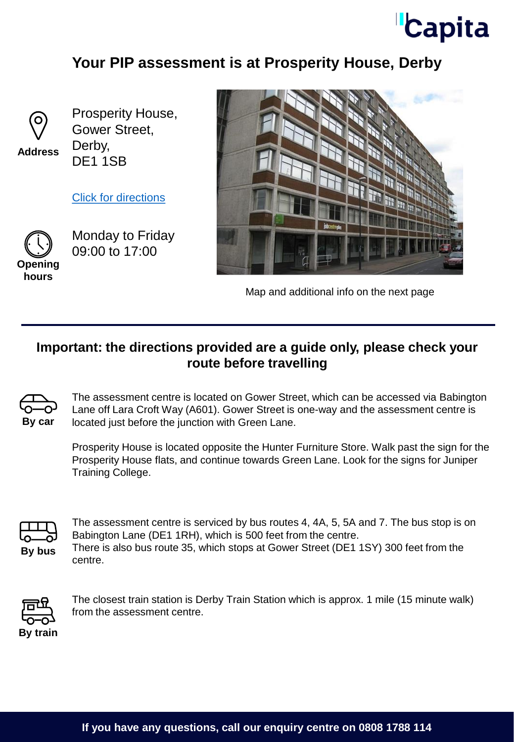Capita

# Your PIP assessment is at Prosperity House, Derby

**Address**

Prosperity House,
Gower Street,
Derby,
DE1 1SB

Click for directions

**Opening hours**

Monday to Friday
09:00 to 17:00

Map and additional info on the next page

## Important: the directions provided are a guide only, please check your route before travelling

**By car**

The assessment centre is located on Gower Street, which can be accessed via Babington Lane off Lara Croft Way (A601). Gower Street is one-way and the assessment centre is located just before the junction with Green Lane.

Prosperity House is located opposite the Hunter Furniture Store. Walk past the sign for the Prosperity House flats, and continue towards Green Lane. Look for the signs for Juniper Training College.

**By bus**

The assessment centre is serviced by bus routes 4, 4A, 5, 5A and 7. The bus stop is on Babington Lane (DE1 1RH), which is 500 feet from the centre.
There is also bus route 35, which stops at Gower Street (DE1 1SY) 300 feet from the centre.

**By train**

The closest train station is Derby Train Station which is approx. 1 mile (15 minute walk) from the assessment centre.

**If you have any questions, call our enquiry centre on 0808 1788 114**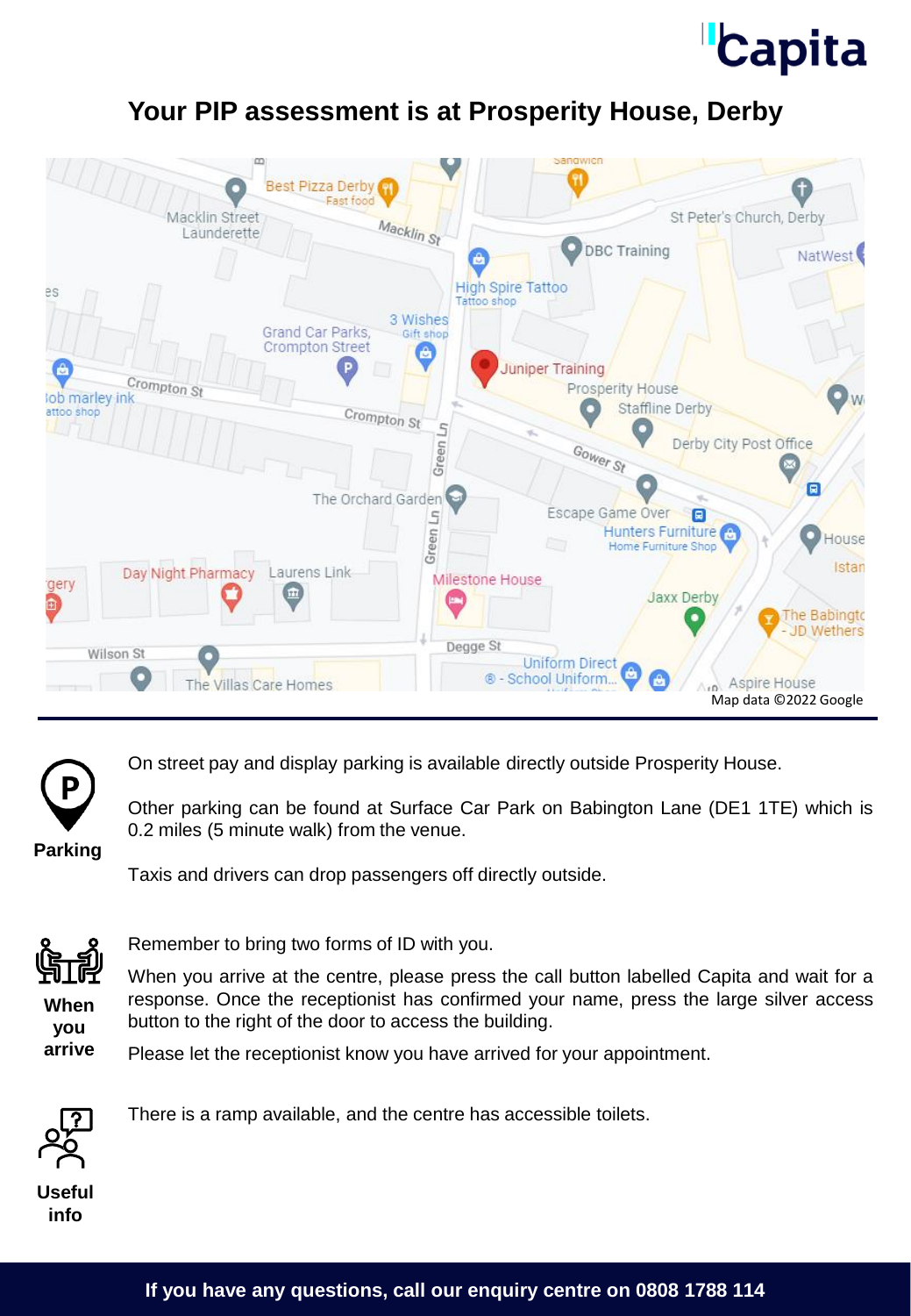Capita

# Your PIP assessment is at Prosperity House, Derby

Map data ©2022 Google

**Parking**

On street pay and display parking is available directly outside Prosperity House.

Other parking can be found at Surface Car Park on Babington Lane (DE1 1TE) which is 0.2 miles (5 minute walk) from the venue.

Taxis and drivers can drop passengers off directly outside.

**When you arrive**

Remember to bring two forms of ID with you.

When you arrive at the centre, please press the call button labelled Capita and wait for a response. Once the receptionist has confirmed your name, press the large silver access button to the right of the door to access the building.

Please let the receptionist know you have arrived for your appointment.

**Useful info**

There is a ramp available, and the centre has accessible toilets.

**If you have any questions, call our enquiry centre on 0808 1788 114**